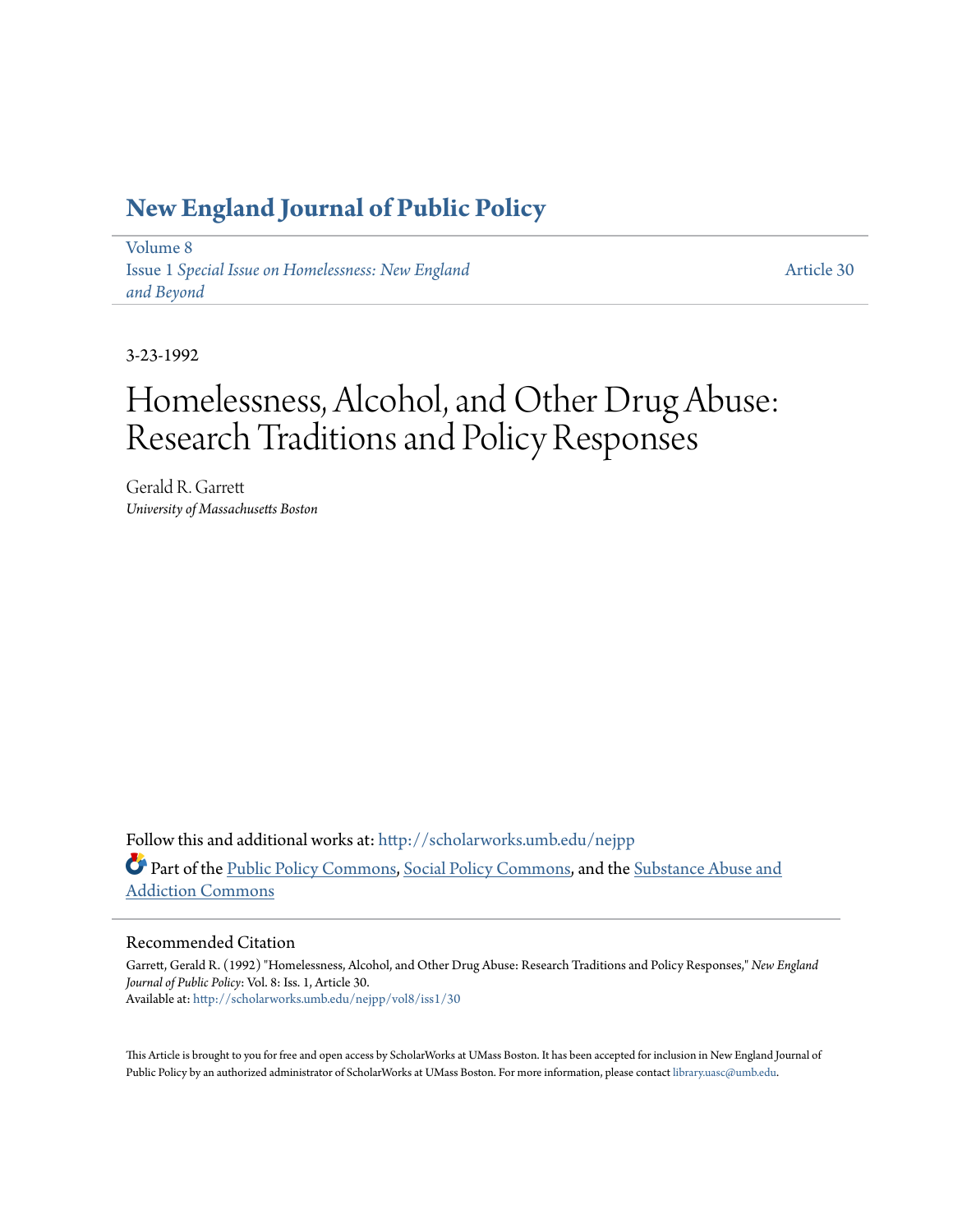# New England Journal of Public Policy

Volume 8
Issue 1 *Special Issue on Homelessness: New England and Beyond*

Article 30

3-23-1992

# Homelessness, Alcohol, and Other Drug Abuse: Research Traditions and Policy Responses

Gerald R. Garrett
*University of Massachusetts Boston*

Follow this and additional works at: http://scholarworks.umb.edu/nejpp

Part of the Public Policy Commons, Social Policy Commons, and the Substance Abuse and Addiction Commons

## Recommended Citation

Garrett, Gerald R. (1992) "Homelessness, Alcohol, and Other Drug Abuse: Research Traditions and Policy Responses," *New England Journal of Public Policy*: Vol. 8: Iss. 1, Article 30.
Available at: http://scholarworks.umb.edu/nejpp/vol8/iss1/30

This Article is brought to you for free and open access by ScholarWorks at UMass Boston. It has been accepted for inclusion in New England Journal of Public Policy by an authorized administrator of ScholarWorks at UMass Boston. For more information, please contact library.uasc@umb.edu.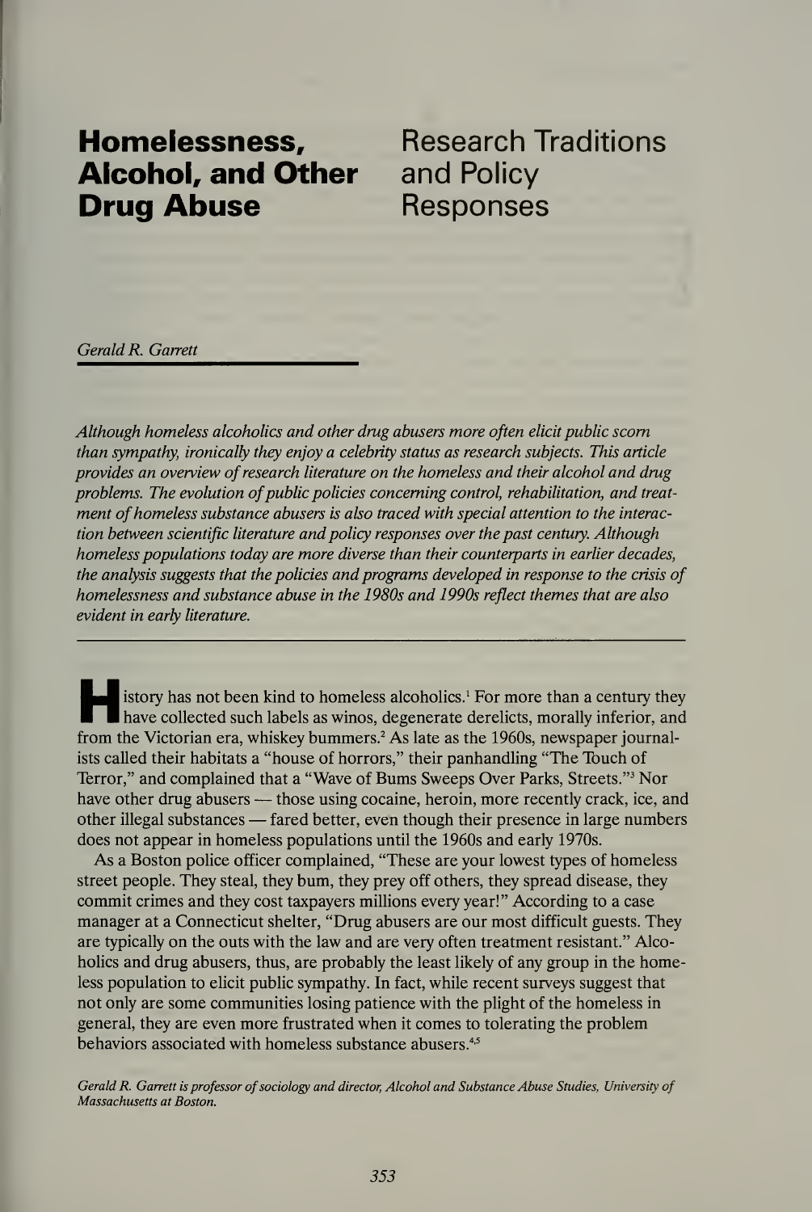# Homelessness, Alcohol, and Other Drug Abuse

## Research Traditions and Policy Responses

*Gerald R. Garrett*

*Although homeless alcoholics and other drug abusers more often elicit public scorn than sympathy, ironically they enjoy a celebrity status as research subjects. This article provides an overview of research literature on the homeless and their alcohol and drug problems. The evolution of public policies concerning control, rehabilitation, and treatment of homeless substance abusers is also traced with special attention to the interaction between scientific literature and policy responses over the past century. Although homeless populations today are more diverse than their counterparts in earlier decades, the analysis suggests that the policies and programs developed in response to the crisis of homelessness and substance abuse in the 1980s and 1990s reflect themes that are also evident in early literature.*

---

History has not been kind to homeless alcoholics.[1] For more than a century they have collected such labels as winos, degenerate derelicts, morally inferior, and from the Victorian era, whiskey bummers.[2] As late as the 1960s, newspaper journalists called their habitats a "house of horrors," their panhandling "The Touch of Terror," and complained that a "Wave of Bums Sweeps Over Parks, Streets."[3] Nor have other drug abusers — those using cocaine, heroin, more recently crack, ice, and other illegal substances — fared better, even though their presence in large numbers does not appear in homeless populations until the 1960s and early 1970s.

As a Boston police officer complained, "These are your lowest types of homeless street people. They steal, they bum, they prey off others, they spread disease, they commit crimes and they cost taxpayers millions every year!" According to a case manager at a Connecticut shelter, "Drug abusers are our most difficult guests. They are typically on the outs with the law and are very often treatment resistant." Alcoholics and drug abusers, thus, are probably the least likely of any group in the homeless population to elicit public sympathy. In fact, while recent surveys suggest that not only are some communities losing patience with the plight of the homeless in general, they are even more frustrated when it comes to tolerating the problem behaviors associated with homeless substance abusers.[4,5]

*Gerald R. Garrett is professor of sociology and director, Alcohol and Substance Abuse Studies, University of Massachusetts at Boston.*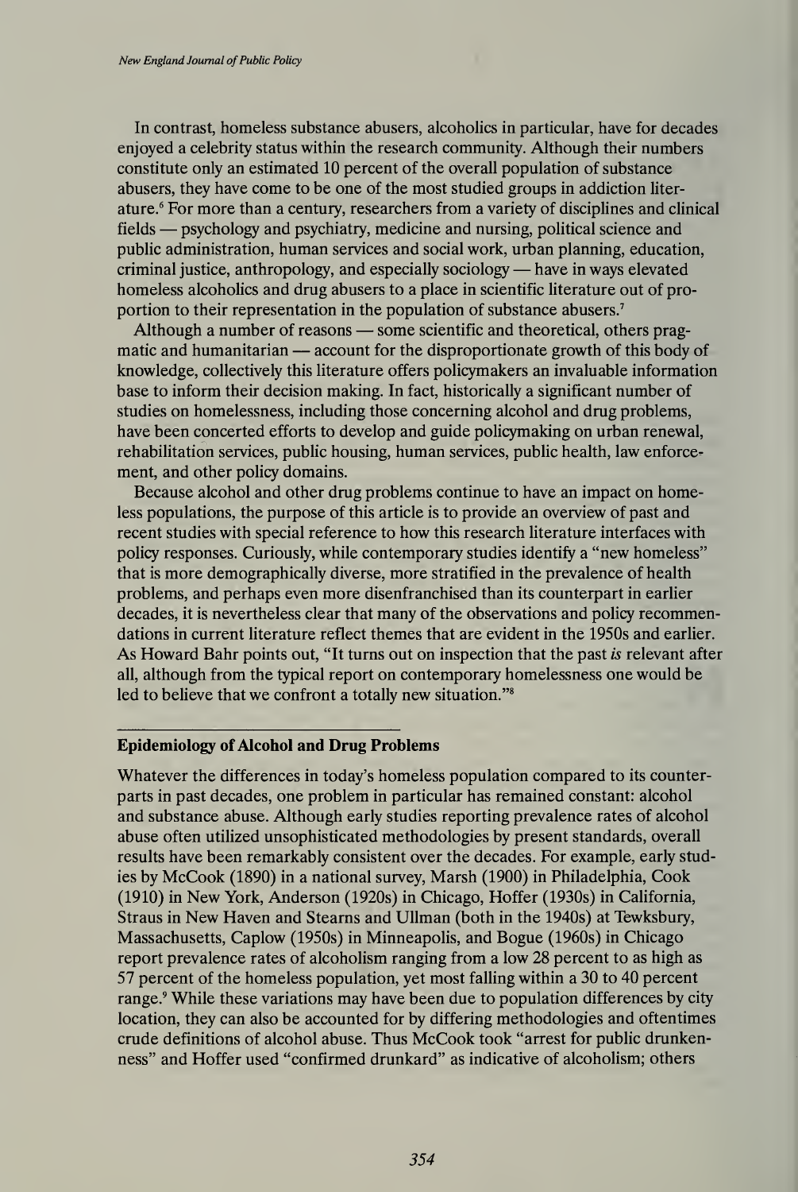In contrast, homeless substance abusers, alcoholics in particular, have for decades enjoyed a celebrity status within the research community. Although their numbers constitute only an estimated 10 percent of the overall population of substance abusers, they have come to be one of the most studied groups in addiction literature.[6] For more than a century, researchers from a variety of disciplines and clinical fields — psychology and psychiatry, medicine and nursing, political science and public administration, human services and social work, urban planning, education, criminal justice, anthropology, and especially sociology — have in ways elevated homeless alcoholics and drug abusers to a place in scientific literature out of proportion to their representation in the population of substance abusers.[7]

Although a number of reasons — some scientific and theoretical, others pragmatic and humanitarian — account for the disproportionate growth of this body of knowledge, collectively this literature offers policymakers an invaluable information base to inform their decision making. In fact, historically a significant number of studies on homelessness, including those concerning alcohol and drug problems, have been concerted efforts to develop and guide policymaking on urban renewal, rehabilitation services, public housing, human services, public health, law enforcement, and other policy domains.

Because alcohol and other drug problems continue to have an impact on homeless populations, the purpose of this article is to provide an overview of past and recent studies with special reference to how this research literature interfaces with policy responses. Curiously, while contemporary studies identify a "new homeless" that is more demographically diverse, more stratified in the prevalence of health problems, and perhaps even more disenfranchised than its counterpart in earlier decades, it is nevertheless clear that many of the observations and policy recommendations in current literature reflect themes that are evident in the 1950s and earlier. As Howard Bahr points out, "It turns out on inspection that the past *is* relevant after all, although from the typical report on contemporary homelessness one would be led to believe that we confront a totally new situation."[8]

## Epidemiology of Alcohol and Drug Problems

Whatever the differences in today's homeless population compared to its counterparts in past decades, one problem in particular has remained constant: alcohol and substance abuse. Although early studies reporting prevalence rates of alcohol abuse often utilized unsophisticated methodologies by present standards, overall results have been remarkably consistent over the decades. For example, early studies by McCook (1890) in a national survey, Marsh (1900) in Philadelphia, Cook (1910) in New York, Anderson (1920s) in Chicago, Hoffer (1930s) in California, Straus in New Haven and Stearns and Ullman (both in the 1940s) at Tewksbury, Massachusetts, Caplow (1950s) in Minneapolis, and Bogue (1960s) in Chicago report prevalence rates of alcoholism ranging from a low 28 percent to as high as 57 percent of the homeless population, yet most falling within a 30 to 40 percent range.[9] While these variations may have been due to population differences by city location, they can also be accounted for by differing methodologies and oftentimes crude definitions of alcohol abuse. Thus McCook took "arrest for public drunkenness" and Hoffer used "confirmed drunkard" as indicative of alcoholism; others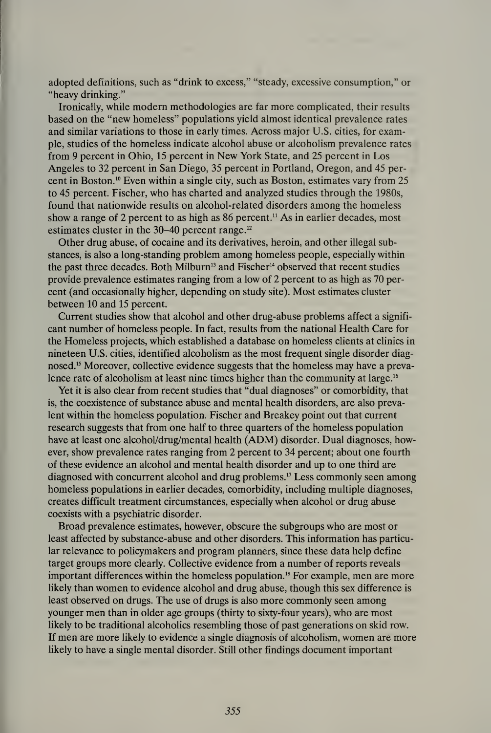adopted definitions, such as "drink to excess," "steady, excessive consumption," or "heavy drinking."

Ironically, while modern methodologies are far more complicated, their results based on the "new homeless" populations yield almost identical prevalence rates and similar variations to those in early times. Across major U.S. cities, for example, studies of the homeless indicate alcohol abuse or alcoholism prevalence rates from 9 percent in Ohio, 15 percent in New York State, and 25 percent in Los Angeles to 32 percent in San Diego, 35 percent in Portland, Oregon, and 45 percent in Boston.[10] Even within a single city, such as Boston, estimates vary from 25 to 45 percent. Fischer, who has charted and analyzed studies through the 1980s, found that nationwide results on alcohol-related disorders among the homeless show a range of 2 percent to as high as 86 percent.[11] As in earlier decades, most estimates cluster in the 30–40 percent range.[12]

Other drug abuse, of cocaine and its derivatives, heroin, and other illegal substances, is also a long-standing problem among homeless people, especially within the past three decades. Both Milburn[13] and Fischer[14] observed that recent studies provide prevalence estimates ranging from a low of 2 percent to as high as 70 percent (and occasionally higher, depending on study site). Most estimates cluster between 10 and 15 percent.

Current studies show that alcohol and other drug-abuse problems affect a significant number of homeless people. In fact, results from the national Health Care for the Homeless projects, which established a database on homeless clients at clinics in nineteen U.S. cities, identified alcoholism as the most frequent single disorder diagnosed.[15] Moreover, collective evidence suggests that the homeless may have a prevalence rate of alcoholism at least nine times higher than the community at large.[16]

Yet it is also clear from recent studies that "dual diagnoses" or comorbidity, that is, the coexistence of substance abuse and mental health disorders, are also prevalent within the homeless population. Fischer and Breakey point out that current research suggests that from one half to three quarters of the homeless population have at least one alcohol/drug/mental health (ADM) disorder. Dual diagnoses, however, show prevalence rates ranging from 2 percent to 34 percent; about one fourth of these evidence an alcohol and mental health disorder and up to one third are diagnosed with concurrent alcohol and drug problems.[17] Less commonly seen among homeless populations in earlier decades, comorbidity, including multiple diagnoses, creates difficult treatment circumstances, especially when alcohol or drug abuse coexists with a psychiatric disorder.

Broad prevalence estimates, however, obscure the subgroups who are most or least affected by substance-abuse and other disorders. This information has particular relevance to policymakers and program planners, since these data help define target groups more clearly. Collective evidence from a number of reports reveals important differences within the homeless population.[18] For example, men are more likely than women to evidence alcohol and drug abuse, though this sex difference is least observed on drugs. The use of drugs is also more commonly seen among younger men than in older age groups (thirty to sixty-four years), who are most likely to be traditional alcoholics resembling those of past generations on skid row. If men are more likely to evidence a single diagnosis of alcoholism, women are more likely to have a single mental disorder. Still other findings document important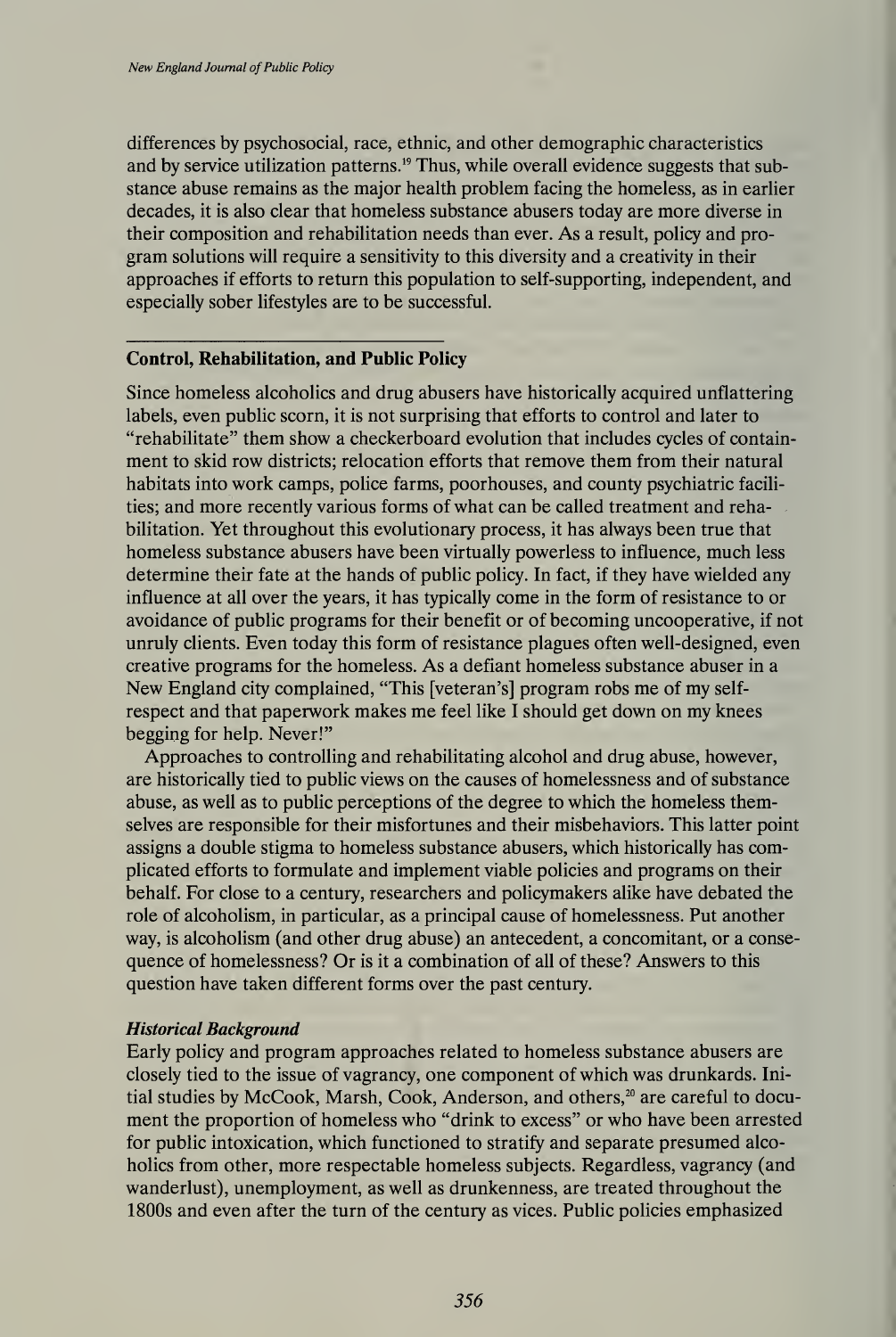differences by psychosocial, race, ethnic, and other demographic characteristics and by service utilization patterns.[19] Thus, while overall evidence suggests that substance abuse remains as the major health problem facing the homeless, as in earlier decades, it is also clear that homeless substance abusers today are more diverse in their composition and rehabilitation needs than ever. As a result, policy and program solutions will require a sensitivity to this diversity and a creativity in their approaches if efforts to return this population to self-supporting, independent, and especially sober lifestyles are to be successful.

## Control, Rehabilitation, and Public Policy

Since homeless alcoholics and drug abusers have historically acquired unflattering labels, even public scorn, it is not surprising that efforts to control and later to "rehabilitate" them show a checkerboard evolution that includes cycles of containment to skid row districts; relocation efforts that remove them from their natural habitats into work camps, police farms, poorhouses, and county psychiatric facilities; and more recently various forms of what can be called treatment and rehabilitation. Yet throughout this evolutionary process, it has always been true that homeless substance abusers have been virtually powerless to influence, much less determine their fate at the hands of public policy. In fact, if they have wielded any influence at all over the years, it has typically come in the form of resistance to or avoidance of public programs for their benefit or of becoming uncooperative, if not unruly clients. Even today this form of resistance plagues often well-designed, even creative programs for the homeless. As a defiant homeless substance abuser in a New England city complained, "This [veteran's] program robs me of my self-respect and that paperwork makes me feel like I should get down on my knees begging for help. Never!"

Approaches to controlling and rehabilitating alcohol and drug abuse, however, are historically tied to public views on the causes of homelessness and of substance abuse, as well as to public perceptions of the degree to which the homeless themselves are responsible for their misfortunes and their misbehaviors. This latter point assigns a double stigma to homeless substance abusers, which historically has complicated efforts to formulate and implement viable policies and programs on their behalf. For close to a century, researchers and policymakers alike have debated the role of alcoholism, in particular, as a principal cause of homelessness. Put another way, is alcoholism (and other drug abuse) an antecedent, a concomitant, or a consequence of homelessness? Or is it a combination of all of these? Answers to this question have taken different forms over the past century.

### *Historical Background*

Early policy and program approaches related to homeless substance abusers are closely tied to the issue of vagrancy, one component of which was drunkards. Initial studies by McCook, Marsh, Cook, Anderson, and others,[20] are careful to document the proportion of homeless who "drink to excess" or who have been arrested for public intoxication, which functioned to stratify and separate presumed alcoholics from other, more respectable homeless subjects. Regardless, vagrancy (and wanderlust), unemployment, as well as drunkenness, are treated throughout the 1800s and even after the turn of the century as vices. Public policies emphasized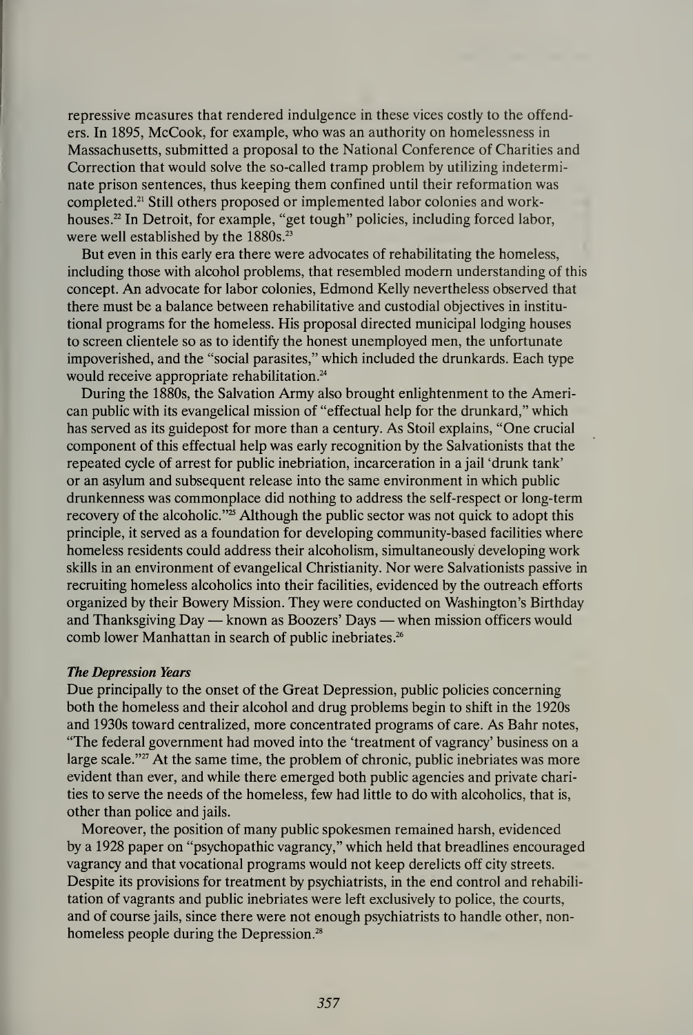repressive measures that rendered indulgence in these vices costly to the offenders. In 1895, McCook, for example, who was an authority on homelessness in Massachusetts, submitted a proposal to the National Conference of Charities and Correction that would solve the so-called tramp problem by utilizing indeterminate prison sentences, thus keeping them confined until their reformation was completed.[21] Still others proposed or implemented labor colonies and workhouses.[22] In Detroit, for example, "get tough" policies, including forced labor, were well established by the 1880s.[23]

But even in this early era there were advocates of rehabilitating the homeless, including those with alcohol problems, that resembled modern understanding of this concept. An advocate for labor colonies, Edmond Kelly nevertheless observed that there must be a balance between rehabilitative and custodial objectives in institutional programs for the homeless. His proposal directed municipal lodging houses to screen clientele so as to identify the honest unemployed men, the unfortunate impoverished, and the "social parasites," which included the drunkards. Each type would receive appropriate rehabilitation.[24]

During the 1880s, the Salvation Army also brought enlightenment to the American public with its evangelical mission of "effectual help for the drunkard," which has served as its guidepost for more than a century. As Stoil explains, "One crucial component of this effectual help was early recognition by the Salvationists that the repeated cycle of arrest for public inebriation, incarceration in a jail 'drunk tank' or an asylum and subsequent release into the same environment in which public drunkenness was commonplace did nothing to address the self-respect or long-term recovery of the alcoholic."[25] Although the public sector was not quick to adopt this principle, it served as a foundation for developing community-based facilities where homeless residents could address their alcoholism, simultaneously developing work skills in an environment of evangelical Christianity. Nor were Salvationists passive in recruiting homeless alcoholics into their facilities, evidenced by the outreach efforts organized by their Bowery Mission. They were conducted on Washington's Birthday and Thanksgiving Day — known as Boozers' Days — when mission officers would comb lower Manhattan in search of public inebriates.[26]

***The Depression Years***

Due principally to the onset of the Great Depression, public policies concerning both the homeless and their alcohol and drug problems begin to shift in the 1920s and 1930s toward centralized, more concentrated programs of care. As Bahr notes, "The federal government had moved into the 'treatment of vagrancy' business on a large scale."[27] At the same time, the problem of chronic, public inebriates was more evident than ever, and while there emerged both public agencies and private charities to serve the needs of the homeless, few had little to do with alcoholics, that is, other than police and jails.

Moreover, the position of many public spokesmen remained harsh, evidenced by a 1928 paper on "psychopathic vagrancy," which held that breadlines encouraged vagrancy and that vocational programs would not keep derelicts off city streets. Despite its provisions for treatment by psychiatrists, in the end control and rehabilitation of vagrants and public inebriates were left exclusively to police, the courts, and of course jails, since there were not enough psychiatrists to handle other, non-homeless people during the Depression.[28]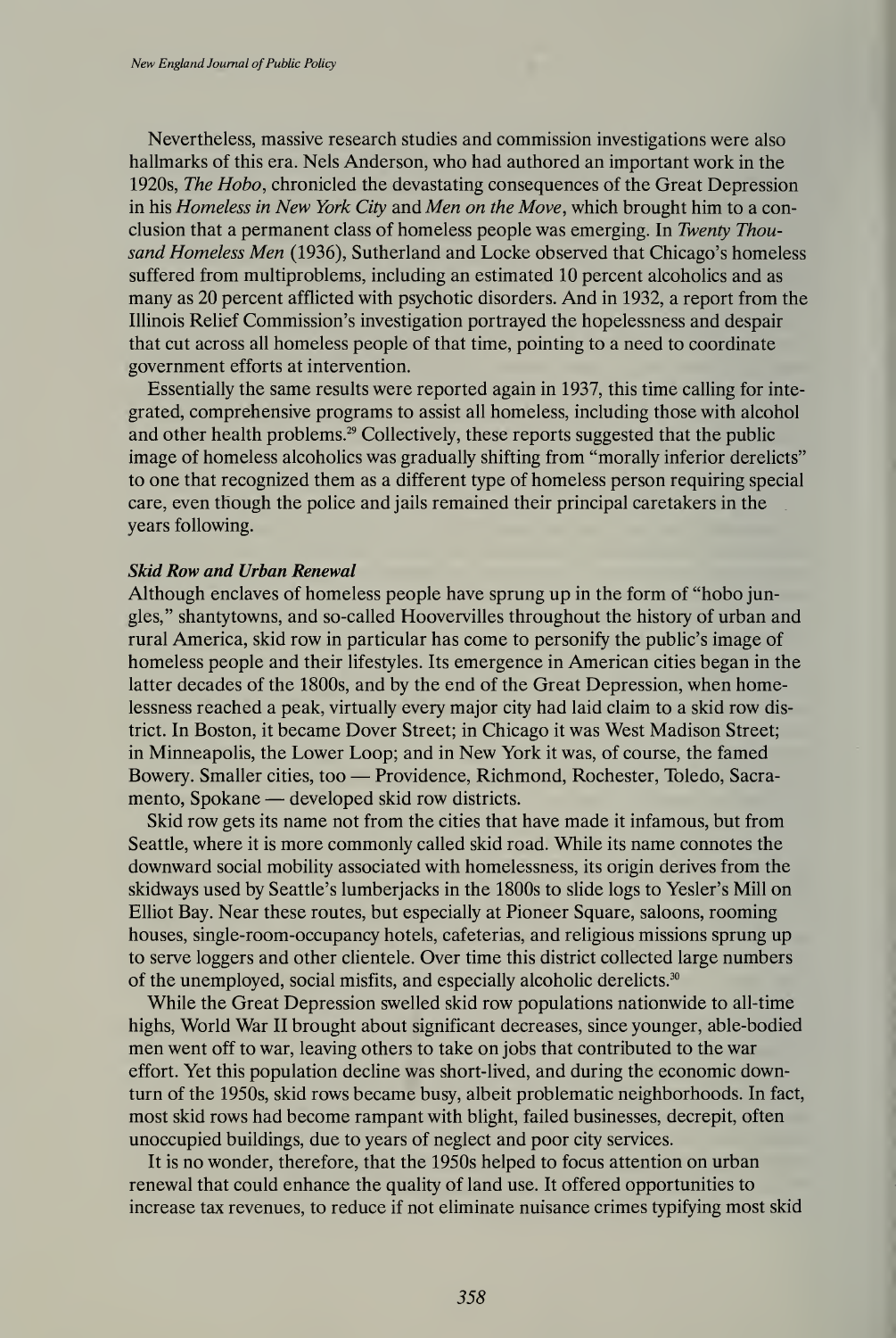Nevertheless, massive research studies and commission investigations were also hallmarks of this era. Nels Anderson, who had authored an important work in the 1920s, *The Hobo*, chronicled the devastating consequences of the Great Depression in his *Homeless in New York City* and *Men on the Move*, which brought him to a conclusion that a permanent class of homeless people was emerging. In *Twenty Thousand Homeless Men* (1936), Sutherland and Locke observed that Chicago's homeless suffered from multiproblems, including an estimated 10 percent alcoholics and as many as 20 percent afflicted with psychotic disorders. And in 1932, a report from the Illinois Relief Commission's investigation portrayed the hopelessness and despair that cut across all homeless people of that time, pointing to a need to coordinate government efforts at intervention.

Essentially the same results were reported again in 1937, this time calling for integrated, comprehensive programs to assist all homeless, including those with alcohol and other health problems.[29] Collectively, these reports suggested that the public image of homeless alcoholics was gradually shifting from "morally inferior derelicts" to one that recognized them as a different type of homeless person requiring special care, even though the police and jails remained their principal caretakers in the years following.

***Skid Row and Urban Renewal***

Although enclaves of homeless people have sprung up in the form of "hobo jungles," shantytowns, and so-called Hoovervilles throughout the history of urban and rural America, skid row in particular has come to personify the public's image of homeless people and their lifestyles. Its emergence in American cities began in the latter decades of the 1800s, and by the end of the Great Depression, when homelessness reached a peak, virtually every major city had laid claim to a skid row district. In Boston, it became Dover Street; in Chicago it was West Madison Street; in Minneapolis, the Lower Loop; and in New York it was, of course, the famed Bowery. Smaller cities, too — Providence, Richmond, Rochester, Toledo, Sacramento, Spokane — developed skid row districts.

Skid row gets its name not from the cities that have made it infamous, but from Seattle, where it is more commonly called skid road. While its name connotes the downward social mobility associated with homelessness, its origin derives from the skidways used by Seattle's lumberjacks in the 1800s to slide logs to Yesler's Mill on Elliot Bay. Near these routes, but especially at Pioneer Square, saloons, rooming houses, single-room-occupancy hotels, cafeterias, and religious missions sprung up to serve loggers and other clientele. Over time this district collected large numbers of the unemployed, social misfits, and especially alcoholic derelicts.[30]

While the Great Depression swelled skid row populations nationwide to all-time highs, World War II brought about significant decreases, since younger, able-bodied men went off to war, leaving others to take on jobs that contributed to the war effort. Yet this population decline was short-lived, and during the economic downturn of the 1950s, skid rows became busy, albeit problematic neighborhoods. In fact, most skid rows had become rampant with blight, failed businesses, decrepit, often unoccupied buildings, due to years of neglect and poor city services.

It is no wonder, therefore, that the 1950s helped to focus attention on urban renewal that could enhance the quality of land use. It offered opportunities to increase tax revenues, to reduce if not eliminate nuisance crimes typifying most skid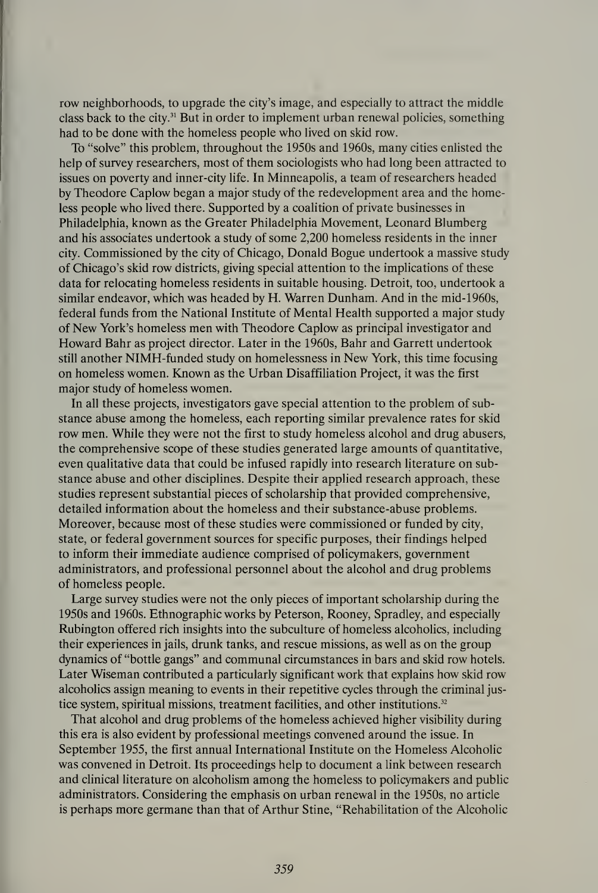row neighborhoods, to upgrade the city's image, and especially to attract the middle class back to the city.[31] But in order to implement urban renewal policies, something had to be done with the homeless people who lived on skid row.

To "solve" this problem, throughout the 1950s and 1960s, many cities enlisted the help of survey researchers, most of them sociologists who had long been attracted to issues on poverty and inner-city life. In Minneapolis, a team of researchers headed by Theodore Caplow began a major study of the redevelopment area and the homeless people who lived there. Supported by a coalition of private businesses in Philadelphia, known as the Greater Philadelphia Movement, Leonard Blumberg and his associates undertook a study of some 2,200 homeless residents in the inner city. Commissioned by the city of Chicago, Donald Bogue undertook a massive study of Chicago's skid row districts, giving special attention to the implications of these data for relocating homeless residents in suitable housing. Detroit, too, undertook a similar endeavor, which was headed by H. Warren Dunham. And in the mid-1960s, federal funds from the National Institute of Mental Health supported a major study of New York's homeless men with Theodore Caplow as principal investigator and Howard Bahr as project director. Later in the 1960s, Bahr and Garrett undertook still another NIMH-funded study on homelessness in New York, this time focusing on homeless women. Known as the Urban Disaffiliation Project, it was the first major study of homeless women.

In all these projects, investigators gave special attention to the problem of substance abuse among the homeless, each reporting similar prevalence rates for skid row men. While they were not the first to study homeless alcohol and drug abusers, the comprehensive scope of these studies generated large amounts of quantitative, even qualitative data that could be infused rapidly into research literature on substance abuse and other disciplines. Despite their applied research approach, these studies represent substantial pieces of scholarship that provided comprehensive, detailed information about the homeless and their substance-abuse problems. Moreover, because most of these studies were commissioned or funded by city, state, or federal government sources for specific purposes, their findings helped to inform their immediate audience comprised of policymakers, government administrators, and professional personnel about the alcohol and drug problems of homeless people.

Large survey studies were not the only pieces of important scholarship during the 1950s and 1960s. Ethnographic works by Peterson, Rooney, Spradley, and especially Rubington offered rich insights into the subculture of homeless alcoholics, including their experiences in jails, drunk tanks, and rescue missions, as well as on the group dynamics of "bottle gangs" and communal circumstances in bars and skid row hotels. Later Wiseman contributed a particularly significant work that explains how skid row alcoholics assign meaning to events in their repetitive cycles through the criminal justice system, spiritual missions, treatment facilities, and other institutions.[32]

That alcohol and drug problems of the homeless achieved higher visibility during this era is also evident by professional meetings convened around the issue. In September 1955, the first annual International Institute on the Homeless Alcoholic was convened in Detroit. Its proceedings help to document a link between research and clinical literature on alcoholism among the homeless to policymakers and public administrators. Considering the emphasis on urban renewal in the 1950s, no article is perhaps more germane than that of Arthur Stine, "Rehabilitation of the Alcoholic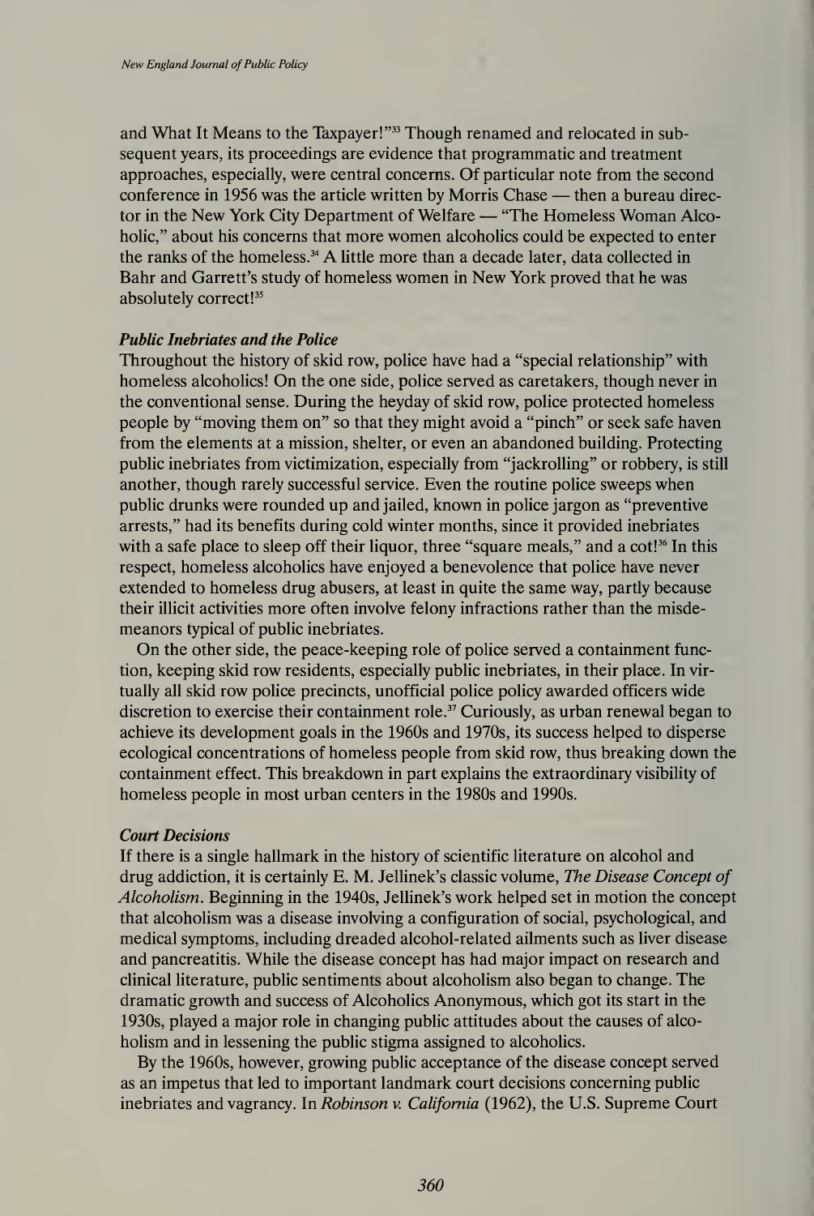and What It Means to the Taxpayer!"[33] Though renamed and relocated in subsequent years, its proceedings are evidence that programmatic and treatment approaches, especially, were central concerns. Of particular note from the second conference in 1956 was the article written by Morris Chase — then a bureau director in the New York City Department of Welfare — "The Homeless Woman Alcoholic," about his concerns that more women alcoholics could be expected to enter the ranks of the homeless.[34] A little more than a decade later, data collected in Bahr and Garrett's study of homeless women in New York proved that he was absolutely correct![35]

### *Public Inebriates and the Police*

Throughout the history of skid row, police have had a "special relationship" with homeless alcoholics! On the one side, police served as caretakers, though never in the conventional sense. During the heyday of skid row, police protected homeless people by "moving them on" so that they might avoid a "pinch" or seek safe haven from the elements at a mission, shelter, or even an abandoned building. Protecting public inebriates from victimization, especially from "jackrolling" or robbery, is still another, though rarely successful service. Even the routine police sweeps when public drunks were rounded up and jailed, known in police jargon as "preventive arrests," had its benefits during cold winter months, since it provided inebriates with a safe place to sleep off their liquor, three "square meals," and a cot![36] In this respect, homeless alcoholics have enjoyed a benevolence that police have never extended to homeless drug abusers, at least in quite the same way, partly because their illicit activities more often involve felony infractions rather than the misdemeanors typical of public inebriates.

On the other side, the peace-keeping role of police served a containment function, keeping skid row residents, especially public inebriates, in their place. In virtually all skid row police precincts, unofficial police policy awarded officers wide discretion to exercise their containment role.[37] Curiously, as urban renewal began to achieve its development goals in the 1960s and 1970s, its success helped to disperse ecological concentrations of homeless people from skid row, thus breaking down the containment effect. This breakdown in part explains the extraordinary visibility of homeless people in most urban centers in the 1980s and 1990s.

### *Court Decisions*

If there is a single hallmark in the history of scientific literature on alcohol and drug addiction, it is certainly E. M. Jellinek's classic volume, *The Disease Concept of Alcoholism*. Beginning in the 1940s, Jellinek's work helped set in motion the concept that alcoholism was a disease involving a configuration of social, psychological, and medical symptoms, including dreaded alcohol-related ailments such as liver disease and pancreatitis. While the disease concept has had major impact on research and clinical literature, public sentiments about alcoholism also began to change. The dramatic growth and success of Alcoholics Anonymous, which got its start in the 1930s, played a major role in changing public attitudes about the causes of alcoholism and in lessening the public stigma assigned to alcoholics.

By the 1960s, however, growing public acceptance of the disease concept served as an impetus that led to important landmark court decisions concerning public inebriates and vagrancy. In *Robinson v. California* (1962), the U.S. Supreme Court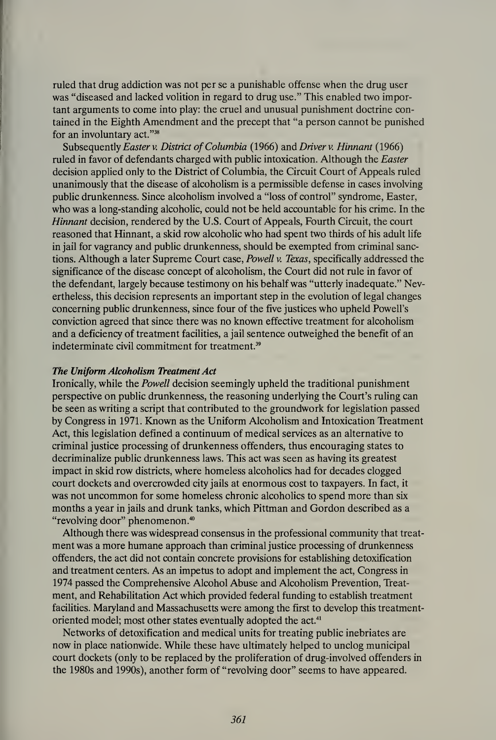ruled that drug addiction was not per se a punishable offense when the drug user was "diseased and lacked volition in regard to drug use." This enabled two important arguments to come into play: the cruel and unusual punishment doctrine contained in the Eighth Amendment and the precept that "a person cannot be punished for an involuntary act."[38]

Subsequently *Easter v. District of Columbia* (1966) and *Driver v. Hinnant* (1966) ruled in favor of defendants charged with public intoxication. Although the *Easter* decision applied only to the District of Columbia, the Circuit Court of Appeals ruled unanimously that the disease of alcoholism is a permissible defense in cases involving public drunkenness. Since alcoholism involved a "loss of control" syndrome, Easter, who was a long-standing alcoholic, could not be held accountable for his crime. In the *Hinnant* decision, rendered by the U.S. Court of Appeals, Fourth Circuit, the court reasoned that Hinnant, a skid row alcoholic who had spent two thirds of his adult life in jail for vagrancy and public drunkenness, should be exempted from criminal sanctions. Although a later Supreme Court case, *Powell v. Texas*, specifically addressed the significance of the disease concept of alcoholism, the Court did not rule in favor of the defendant, largely because testimony on his behalf was "utterly inadequate." Nevertheless, this decision represents an important step in the evolution of legal changes concerning public drunkenness, since four of the five justices who upheld Powell's conviction agreed that since there was no known effective treatment for alcoholism and a deficiency of treatment facilities, a jail sentence outweighed the benefit of an indeterminate civil commitment for treatment.[39]

***The Uniform Alcoholism Treatment Act***

Ironically, while the *Powell* decision seemingly upheld the traditional punishment perspective on public drunkenness, the reasoning underlying the Court's ruling can be seen as writing a script that contributed to the groundwork for legislation passed by Congress in 1971. Known as the Uniform Alcoholism and Intoxication Treatment Act, this legislation defined a continuum of medical services as an alternative to criminal justice processing of drunkenness offenders, thus encouraging states to decriminalize public drunkenness laws. This act was seen as having its greatest impact in skid row districts, where homeless alcoholics had for decades clogged court dockets and overcrowded city jails at enormous cost to taxpayers. In fact, it was not uncommon for some homeless chronic alcoholics to spend more than six months a year in jails and drunk tanks, which Pittman and Gordon described as a "revolving door" phenomenon.[40]

Although there was widespread consensus in the professional community that treatment was a more humane approach than criminal justice processing of drunkenness offenders, the act did not contain concrete provisions for establishing detoxification and treatment centers. As an impetus to adopt and implement the act, Congress in 1974 passed the Comprehensive Alcohol Abuse and Alcoholism Prevention, Treatment, and Rehabilitation Act which provided federal funding to establish treatment facilities. Maryland and Massachusetts were among the first to develop this treatment-oriented model; most other states eventually adopted the act.[41]

Networks of detoxification and medical units for treating public inebriates are now in place nationwide. While these have ultimately helped to unclog municipal court dockets (only to be replaced by the proliferation of drug-involved offenders in the 1980s and 1990s), another form of "revolving door" seems to have appeared.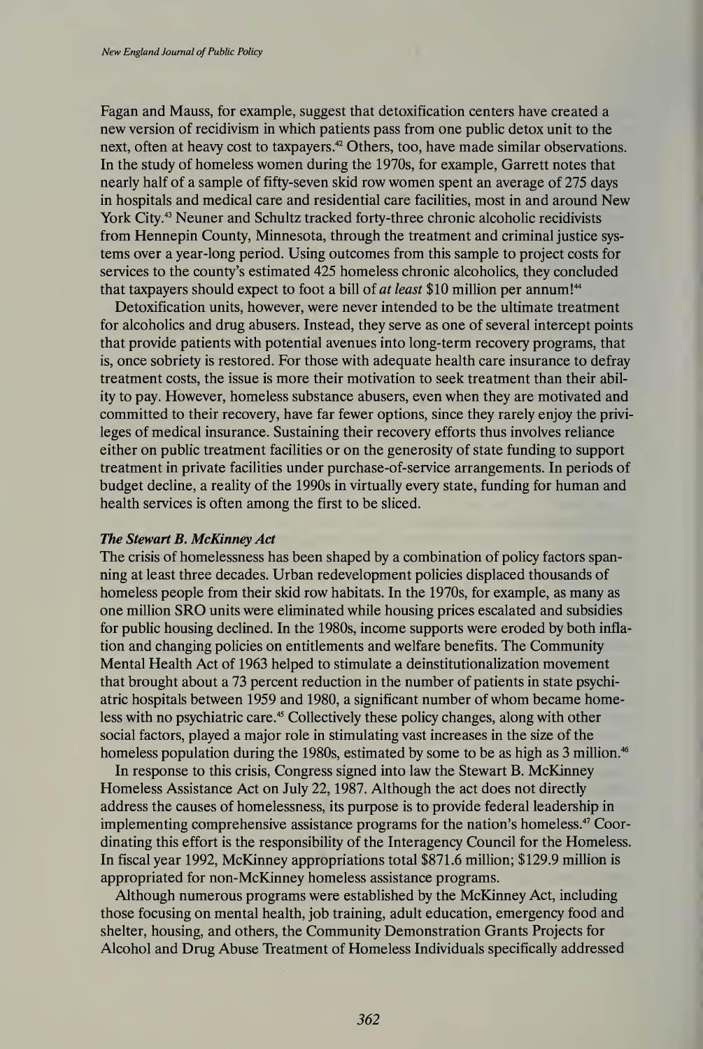Fagan and Mauss, for example, suggest that detoxification centers have created a new version of recidivism in which patients pass from one public detox unit to the next, often at heavy cost to taxpayers.[42] Others, too, have made similar observations. In the study of homeless women during the 1970s, for example, Garrett notes that nearly half of a sample of fifty-seven skid row women spent an average of 275 days in hospitals and medical care and residential care facilities, most in and around New York City.[43] Neuner and Schultz tracked forty-three chronic alcoholic recidivists from Hennepin County, Minnesota, through the treatment and criminal justice systems over a year-long period. Using outcomes from this sample to project costs for services to the county's estimated 425 homeless chronic alcoholics, they concluded that taxpayers should expect to foot a bill of *at least* $10 million per annum![44]

Detoxification units, however, were never intended to be the ultimate treatment for alcoholics and drug abusers. Instead, they serve as one of several intercept points that provide patients with potential avenues into long-term recovery programs, that is, once sobriety is restored. For those with adequate health care insurance to defray treatment costs, the issue is more their motivation to seek treatment than their ability to pay. However, homeless substance abusers, even when they are motivated and committed to their recovery, have far fewer options, since they rarely enjoy the privileges of medical insurance. Sustaining their recovery efforts thus involves reliance either on public treatment facilities or on the generosity of state funding to support treatment in private facilities under purchase-of-service arrangements. In periods of budget decline, a reality of the 1990s in virtually every state, funding for human and health services is often among the first to be sliced.

### *The Stewart B. McKinney Act*

The crisis of homelessness has been shaped by a combination of policy factors spanning at least three decades. Urban redevelopment policies displaced thousands of homeless people from their skid row habitats. In the 1970s, for example, as many as one million SRO units were eliminated while housing prices escalated and subsidies for public housing declined. In the 1980s, income supports were eroded by both inflation and changing policies on entitlements and welfare benefits. The Community Mental Health Act of 1963 helped to stimulate a deinstitutionalization movement that brought about a 73 percent reduction in the number of patients in state psychiatric hospitals between 1959 and 1980, a significant number of whom became homeless with no psychiatric care.[45] Collectively these policy changes, along with other social factors, played a major role in stimulating vast increases in the size of the homeless population during the 1980s, estimated by some to be as high as 3 million.[46]

In response to this crisis, Congress signed into law the Stewart B. McKinney Homeless Assistance Act on July 22, 1987. Although the act does not directly address the causes of homelessness, its purpose is to provide federal leadership in implementing comprehensive assistance programs for the nation's homeless.[47] Coordinating this effort is the responsibility of the Interagency Council for the Homeless. In fiscal year 1992, McKinney appropriations total $871.6 million; $129.9 million is appropriated for non-McKinney homeless assistance programs.

Although numerous programs were established by the McKinney Act, including those focusing on mental health, job training, adult education, emergency food and shelter, housing, and others, the Community Demonstration Grants Projects for Alcohol and Drug Abuse Treatment of Homeless Individuals specifically addressed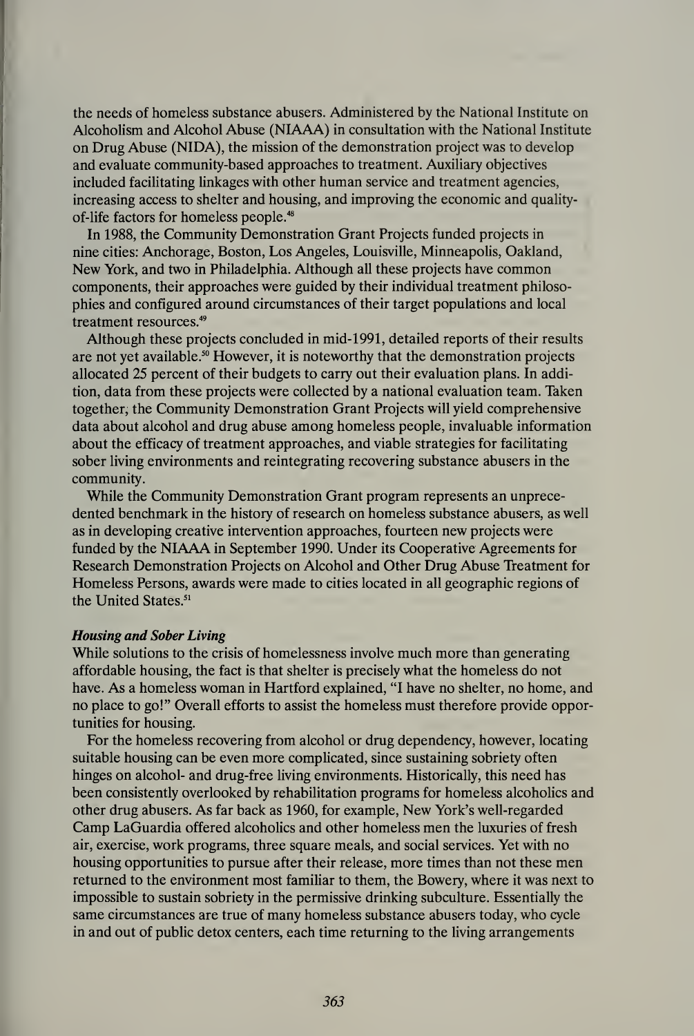the needs of homeless substance abusers. Administered by the National Institute on Alcoholism and Alcohol Abuse (NIAAA) in consultation with the National Institute on Drug Abuse (NIDA), the mission of the demonstration project was to develop and evaluate community-based approaches to treatment. Auxiliary objectives included facilitating linkages with other human service and treatment agencies, increasing access to shelter and housing, and improving the economic and quality-of-life factors for homeless people.[48]

In 1988, the Community Demonstration Grant Projects funded projects in nine cities: Anchorage, Boston, Los Angeles, Louisville, Minneapolis, Oakland, New York, and two in Philadelphia. Although all these projects have common components, their approaches were guided by their individual treatment philosophies and configured around circumstances of their target populations and local treatment resources.[49]

Although these projects concluded in mid-1991, detailed reports of their results are not yet available.[50] However, it is noteworthy that the demonstration projects allocated 25 percent of their budgets to carry out their evaluation plans. In addition, data from these projects were collected by a national evaluation team. Taken together, the Community Demonstration Grant Projects will yield comprehensive data about alcohol and drug abuse among homeless people, invaluable information about the efficacy of treatment approaches, and viable strategies for facilitating sober living environments and reintegrating recovering substance abusers in the community.

While the Community Demonstration Grant program represents an unprecedented benchmark in the history of research on homeless substance abusers, as well as in developing creative intervention approaches, fourteen new projects were funded by the NIAAA in September 1990. Under its Cooperative Agreements for Research Demonstration Projects on Alcohol and Other Drug Abuse Treatment for Homeless Persons, awards were made to cities located in all geographic regions of the United States.[51]

***Housing and Sober Living***

While solutions to the crisis of homelessness involve much more than generating affordable housing, the fact is that shelter is precisely what the homeless do not have. As a homeless woman in Hartford explained, "I have no shelter, no home, and no place to go!" Overall efforts to assist the homeless must therefore provide opportunities for housing.

For the homeless recovering from alcohol or drug dependency, however, locating suitable housing can be even more complicated, since sustaining sobriety often hinges on alcohol- and drug-free living environments. Historically, this need has been consistently overlooked by rehabilitation programs for homeless alcoholics and other drug abusers. As far back as 1960, for example, New York's well-regarded Camp LaGuardia offered alcoholics and other homeless men the luxuries of fresh air, exercise, work programs, three square meals, and social services. Yet with no housing opportunities to pursue after their release, more times than not these men returned to the environment most familiar to them, the Bowery, where it was next to impossible to sustain sobriety in the permissive drinking subculture. Essentially the same circumstances are true of many homeless substance abusers today, who cycle in and out of public detox centers, each time returning to the living arrangements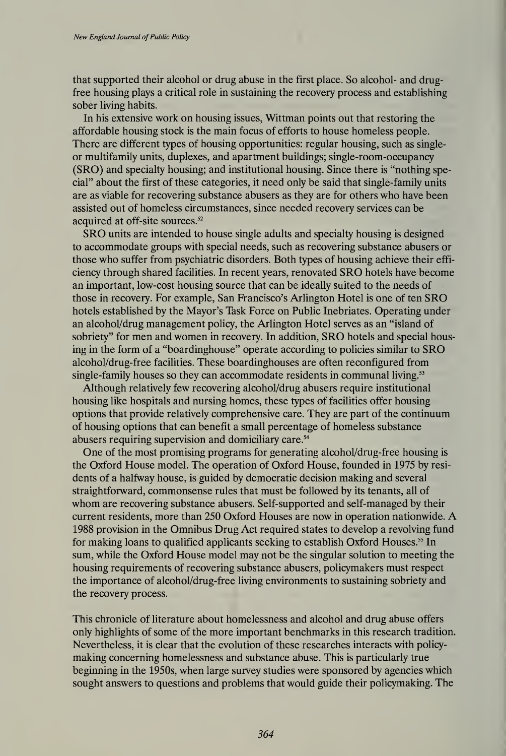that supported their alcohol or drug abuse in the first place. So alcohol- and drug-free housing plays a critical role in sustaining the recovery process and establishing sober living habits.

In his extensive work on housing issues, Wittman points out that restoring the affordable housing stock is the main focus of efforts to house homeless people. There are different types of housing opportunities: regular housing, such as single- or multifamily units, duplexes, and apartment buildings; single-room-occupancy (SRO) and specialty housing; and institutional housing. Since there is "nothing special" about the first of these categories, it need only be said that single-family units are as viable for recovering substance abusers as they are for others who have been assisted out of homeless circumstances, since needed recovery services can be acquired at off-site sources.[52]

SRO units are intended to house single adults and specialty housing is designed to accommodate groups with special needs, such as recovering substance abusers or those who suffer from psychiatric disorders. Both types of housing achieve their efficiency through shared facilities. In recent years, renovated SRO hotels have become an important, low-cost housing source that can be ideally suited to the needs of those in recovery. For example, San Francisco's Arlington Hotel is one of ten SRO hotels established by the Mayor's Task Force on Public Inebriates. Operating under an alcohol/drug management policy, the Arlington Hotel serves as an "island of sobriety" for men and women in recovery. In addition, SRO hotels and special housing in the form of a "boardinghouse" operate according to policies similar to SRO alcohol/drug-free facilities. These boardinghouses are often reconfigured from single-family houses so they can accommodate residents in communal living.[53]

Although relatively few recovering alcohol/drug abusers require institutional housing like hospitals and nursing homes, these types of facilities offer housing options that provide relatively comprehensive care. They are part of the continuum of housing options that can benefit a small percentage of homeless substance abusers requiring supervision and domiciliary care.[54]

One of the most promising programs for generating alcohol/drug-free housing is the Oxford House model. The operation of Oxford House, founded in 1975 by residents of a halfway house, is guided by democratic decision making and several straightforward, commonsense rules that must be followed by its tenants, all of whom are recovering substance abusers. Self-supported and self-managed by their current residents, more than 250 Oxford Houses are now in operation nationwide. A 1988 provision in the Omnibus Drug Act required states to develop a revolving fund for making loans to qualified applicants seeking to establish Oxford Houses.[55] In sum, while the Oxford House model may not be the singular solution to meeting the housing requirements of recovering substance abusers, policymakers must respect the importance of alcohol/drug-free living environments to sustaining sobriety and the recovery process.

This chronicle of literature about homelessness and alcohol and drug abuse offers only highlights of some of the more important benchmarks in this research tradition. Nevertheless, it is clear that the evolution of these researches interacts with policymaking concerning homelessness and substance abuse. This is particularly true beginning in the 1950s, when large survey studies were sponsored by agencies which sought answers to questions and problems that would guide their policymaking. The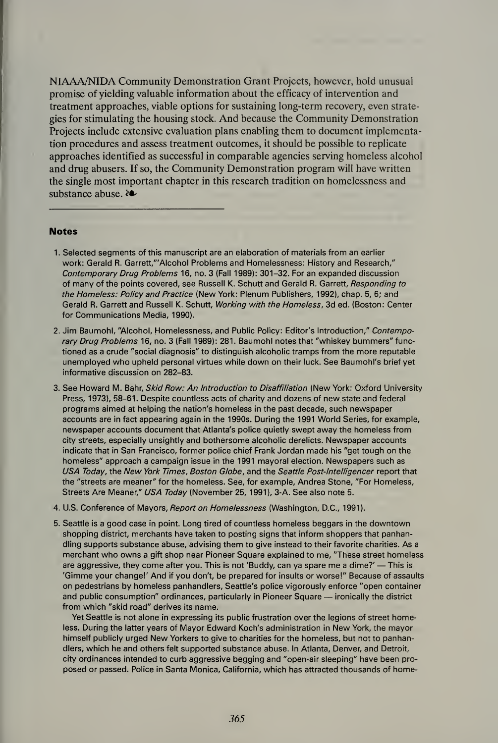NIAAA/NIDA Community Demonstration Grant Projects, however, hold unusual promise of yielding valuable information about the efficacy of intervention and treatment approaches, viable options for sustaining long-term recovery, even strategies for stimulating the housing stock. And because the Community Demonstration Projects include extensive evaluation plans enabling them to document implementation procedures and assess treatment outcomes, it should be possible to replicate approaches identified as successful in comparable agencies serving homeless alcohol and drug abusers. If so, the Community Demonstration program will have written the single most important chapter in this research tradition on homelessness and substance abuse. ❧

---

### Notes

1. Selected segments of this manuscript are an elaboration of materials from an earlier work: Gerald R. Garrett,"'Alcohol Problems and Homelessness: History and Research," *Contemporary Drug Problems* 16, no. 3 (Fall 1989): 301–32. For an expanded discussion of many of the points covered, see Russell K. Schutt and Gerald R. Garrett, *Responding to the Homeless: Policy and Practice* (New York: Plenum Publishers, 1992), chap. 5, 6; and Gerald R. Garrett and Russell K. Schutt, *Working with the Homeless*, 3d ed. (Boston: Center for Communications Media, 1990).

2. Jim Baumohl, "Alcohol, Homelessness, and Public Policy: Editor's Introduction," *Contemporary Drug Problems* 16, no. 3 (Fall 1989): 281. Baumohl notes that "whiskey bummers" functioned as a crude "social diagnosis" to distinguish alcoholic tramps from the more reputable unemployed who upheld personal virtues while down on their luck. See Baumohl's brief yet informative discussion on 282–83.

3. See Howard M. Bahr, *Skid Row: An Introduction to Disaffiliation* (New York: Oxford University Press, 1973), 58–61. Despite countless acts of charity and dozens of new state and federal programs aimed at helping the nation's homeless in the past decade, such newspaper accounts are in fact appearing again in the 1990s. During the 1991 World Series, for example, newspaper accounts document that Atlanta's police quietly swept away the homeless from city streets, especially unsightly and bothersome alcoholic derelicts. Newspaper accounts indicate that in San Francisco, former police chief Frank Jordan made his "get tough on the homeless" approach a campaign issue in the 1991 mayoral election. Newspapers such as *USA Today*, the *New York Times*, *Boston Globe*, and the *Seattle Post-Intelligencer* report that the "streets are meaner" for the homeless. See, for example, Andrea Stone, "For Homeless, Streets Are Meaner," *USA Today* (November 25, 1991), 3-A. See also note 5.

4. U.S. Conference of Mayors, *Report on Homelessness* (Washington, D.C., 1991).

5. Seattle is a good case in point. Long tired of countless homeless beggars in the downtown shopping district, merchants have taken to posting signs that inform shoppers that panhandling supports substance abuse, advising them to give instead to their favorite charities. As a merchant who owns a gift shop near Pioneer Square explained to me, "These street homeless are aggressive, they come after you. This is not 'Buddy, can ya spare me a dime?' — This is 'Gimme your change!' And if you don't, be prepared for insults or worse!" Because of assaults on pedestrians by homeless panhandlers, Seattle's police vigorously enforce "open container and public consumption" ordinances, particularly in Pioneer Square — ironically the district from which "skid road" derives its name.

   Yet Seattle is not alone in expressing its public frustration over the legions of street homeless. During the latter years of Mayor Edward Koch's administration in New York, the mayor himself publicly urged New Yorkers to give to charities for the homeless, but not to panhandlers, which he and others felt supported substance abuse. In Atlanta, Denver, and Detroit, city ordinances intended to curb aggressive begging and "open-air sleeping" have been proposed or passed. Police in Santa Monica, California, which has attracted thousands of home-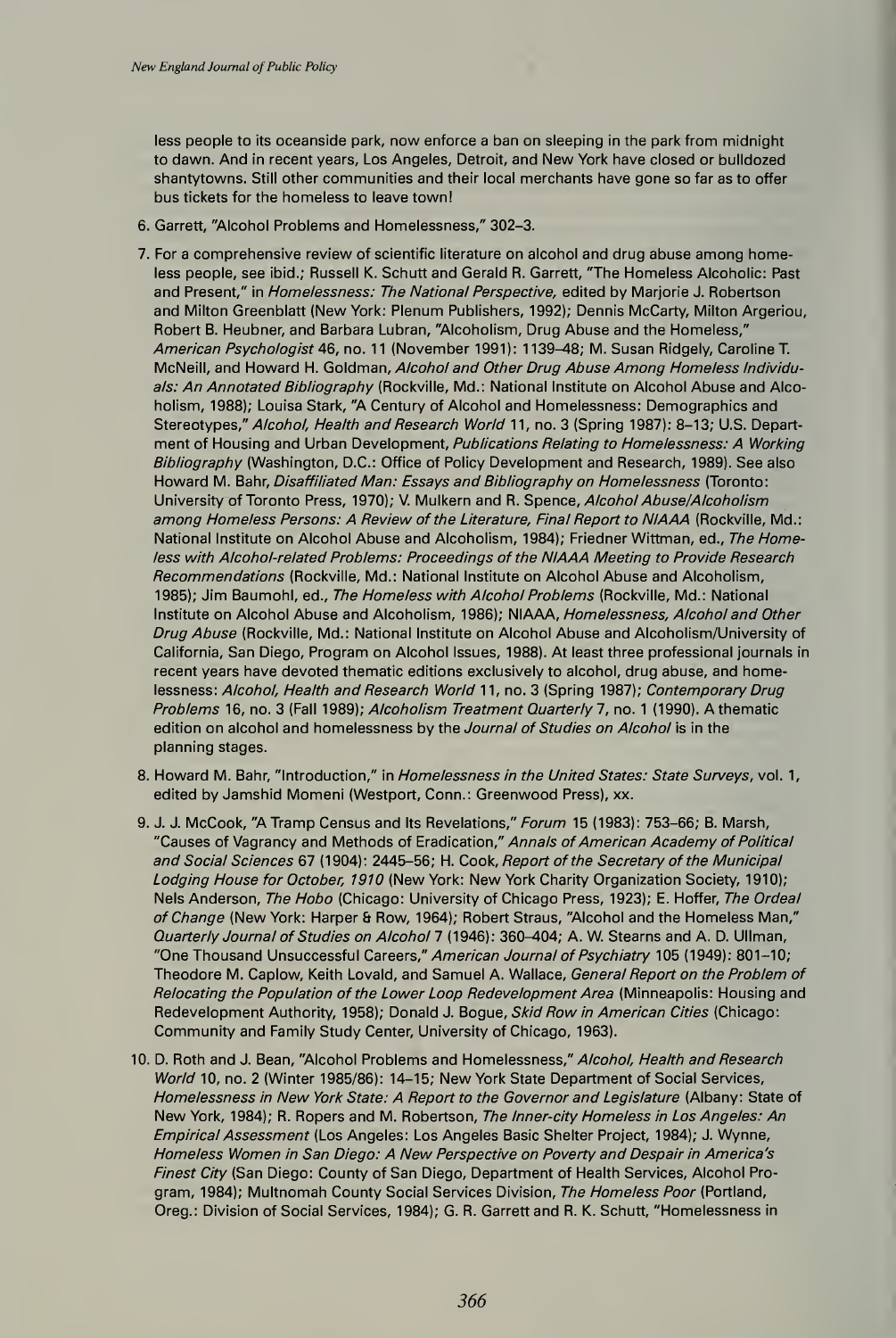less people to its oceanside park, now enforce a ban on sleeping in the park from midnight to dawn. And in recent years, Los Angeles, Detroit, and New York have closed or bulldozed shantytowns. Still other communities and their local merchants have gone so far as to offer bus tickets for the homeless to leave town!

6. Garrett, "Alcohol Problems and Homelessness," 302–3.

7. For a comprehensive review of scientific literature on alcohol and drug abuse among homeless people, see ibid.; Russell K. Schutt and Gerald R. Garrett, "The Homeless Alcoholic: Past and Present," in *Homelessness: The National Perspective,* edited by Marjorie J. Robertson and Milton Greenblatt (New York: Plenum Publishers, 1992); Dennis McCarty, Milton Argeriou, Robert B. Heubner, and Barbara Lubran, "Alcoholism, Drug Abuse and the Homeless," *American Psychologist* 46, no. 11 (November 1991): 1139–48; M. Susan Ridgely, Caroline T. McNeill, and Howard H. Goldman, *Alcohol and Other Drug Abuse Among Homeless Individuals: An Annotated Bibliography* (Rockville, Md.: National Institute on Alcohol Abuse and Alcoholism, 1988); Louisa Stark, "A Century of Alcohol and Homelessness: Demographics and Stereotypes," *Alcohol, Health and Research World* 11, no. 3 (Spring 1987): 8–13; U.S. Department of Housing and Urban Development, *Publications Relating to Homelessness: A Working Bibliography* (Washington, D.C.: Office of Policy Development and Research, 1989). See also Howard M. Bahr, *Disaffiliated Man: Essays and Bibliography on Homelessness* (Toronto: University of Toronto Press, 1970); V. Mulkern and R. Spence, *Alcohol Abuse/Alcoholism among Homeless Persons: A Review of the Literature, Final Report to NIAAA* (Rockville, Md.: National Institute on Alcohol Abuse and Alcoholism, 1984); Friedner Wittman, ed., *The Homeless with Alcohol-related Problems: Proceedings of the NIAAA Meeting to Provide Research Recommendations* (Rockville, Md.: National Institute on Alcohol Abuse and Alcoholism, 1985); Jim Baumohl, ed., *The Homeless with Alcohol Problems* (Rockville, Md.: National Institute on Alcohol Abuse and Alcoholism, 1986); NIAAA, *Homelessness, Alcohol and Other Drug Abuse* (Rockville, Md.: National Institute on Alcohol Abuse and Alcoholism/University of California, San Diego, Program on Alcohol Issues, 1988). At least three professional journals in recent years have devoted thematic editions exclusively to alcohol, drug abuse, and homelessness: *Alcohol, Health and Research World* 11, no. 3 (Spring 1987); *Contemporary Drug Problems* 16, no. 3 (Fall 1989); *Alcoholism Treatment Quarterly* 7, no. 1 (1990). A thematic edition on alcohol and homelessness by the *Journal of Studies on Alcohol* is in the planning stages.

8. Howard M. Bahr, "Introduction," in *Homelessness in the United States: State Surveys*, vol. 1, edited by Jamshid Momeni (Westport, Conn.: Greenwood Press), xx.

9. J. J. McCook, "A Tramp Census and Its Revelations," *Forum* 15 (1983): 753–66; B. Marsh, "Causes of Vagrancy and Methods of Eradication," *Annals of American Academy of Political and Social Sciences* 67 (1904): 2445–56; H. Cook, *Report of the Secretary of the Municipal Lodging House for October, 1910* (New York: New York Charity Organization Society, 1910); Nels Anderson, *The Hobo* (Chicago: University of Chicago Press, 1923); E. Hoffer, *The Ordeal of Change* (New York: Harper & Row, 1964); Robert Straus, "Alcohol and the Homeless Man," *Quarterly Journal of Studies on Alcohol* 7 (1946): 360–404; A. W. Stearns and A. D. Ullman, "One Thousand Unsuccessful Careers," *American Journal of Psychiatry* 105 (1949): 801–10; Theodore M. Caplow, Keith Lovald, and Samuel A. Wallace, *General Report on the Problem of Relocating the Population of the Lower Loop Redevelopment Area* (Minneapolis: Housing and Redevelopment Authority, 1958); Donald J. Bogue, *Skid Row in American Cities* (Chicago: Community and Family Study Center, University of Chicago, 1963).

10. D. Roth and J. Bean, "Alcohol Problems and Homelessness," *Alcohol, Health and Research World* 10, no. 2 (Winter 1985/86): 14–15; New York State Department of Social Services, *Homelessness in New York State: A Report to the Governor and Legislature* (Albany: State of New York, 1984); R. Ropers and M. Robertson, *The Inner-city Homeless in Los Angeles: An Empirical Assessment* (Los Angeles: Los Angeles Basic Shelter Project, 1984); J. Wynne, *Homeless Women in San Diego: A New Perspective on Poverty and Despair in America's Finest City* (San Diego: County of San Diego, Department of Health Services, Alcohol Program, 1984); Multnomah County Social Services Division, *The Homeless Poor* (Portland, Oreg.: Division of Social Services, 1984); G. R. Garrett and R. K. Schutt, "Homelessness in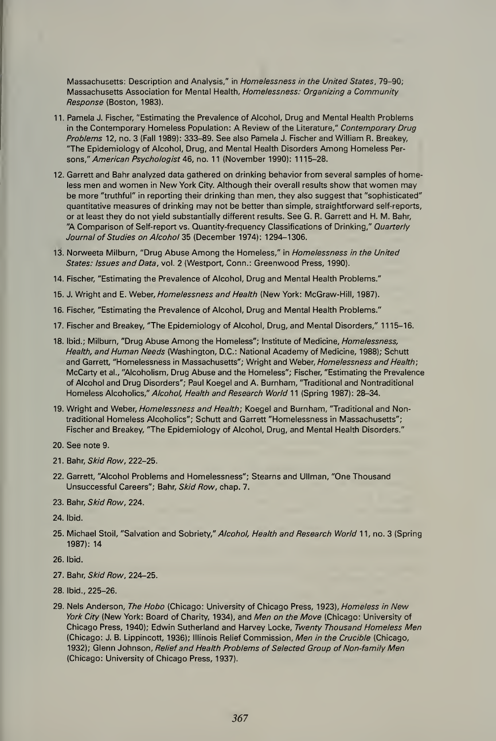Massachusetts: Description and Analysis," in *Homelessness in the United States*, 79–90; Massachusetts Association for Mental Health, *Homelessness: Organizing a Community Response* (Boston, 1983).

11. Pamela J. Fischer, "Estimating the Prevalence of Alcohol, Drug and Mental Health Problems in the Contemporary Homeless Population: A Review of the Literature," *Contemporary Drug Problems* 12, no. 3 (Fall 1989): 333–89. See also Pamela J. Fischer and William R. Breakey, "The Epidemiology of Alcohol, Drug, and Mental Health Disorders Among Homeless Persons," *American Psychologist* 46, no. 11 (November 1990): 1115–28.

12. Garrett and Bahr analyzed data gathered on drinking behavior from several samples of homeless men and women in New York City. Although their overall results show that women may be more "truthful" in reporting their drinking than men, they also suggest that "sophisticated" quantitative measures of drinking may not be better than simple, straightforward self-reports, or at least they do not yield substantially different results. See G. R. Garrett and H. M. Bahr, "A Comparison of Self-report vs. Quantity-frequency Classifications of Drinking," *Quarterly Journal of Studies on Alcohol* 35 (December 1974): 1294–1306.

13. Norweeta Milburn, "Drug Abuse Among the Homeless," in *Homelessness in the United States: Issues and Data*, vol. 2 (Westport, Conn.: Greenwood Press, 1990).

14. Fischer, "Estimating the Prevalence of Alcohol, Drug and Mental Health Problems."

15. J. Wright and E. Weber, *Homelessness and Health* (New York: McGraw-Hill, 1987).

16. Fischer, "Estimating the Prevalence of Alcohol, Drug and Mental Health Problems."

17. Fischer and Breakey, "The Epidemiology of Alcohol, Drug, and Mental Disorders," 1115–16.

18. Ibid.; Milburn, "Drug Abuse Among the Homeless"; Institute of Medicine, *Homelessness, Health, and Human Needs* (Washington, D.C.: National Academy of Medicine, 1988); Schutt and Garrett, "Homelessness in Massachusetts"; Wright and Weber, *Homelessness and Health*; McCarty et al., "Alcoholism, Drug Abuse and the Homeless"; Fischer, "Estimating the Prevalence of Alcohol and Drug Disorders"; Paul Koegel and A. Burnham, "Traditional and Nontraditional Homeless Alcoholics," *Alcohol, Health and Research World* 11 (Spring 1987): 28–34.

19. Wright and Weber, *Homelessness and Health*; Koegel and Burnham, "Traditional and Nontraditional Homeless Alcoholics"; Schutt and Garrett "Homelessness in Massachusetts"; Fischer and Breakey, "The Epidemiology of Alcohol, Drug, and Mental Health Disorders."

20. See note 9.

21. Bahr, *Skid Row*, 222–25.

22. Garrett, "Alcohol Problems and Homelessness"; Stearns and Ullman, "One Thousand Unsuccessful Careers"; Bahr, *Skid Row*, chap. 7.

23. Bahr, *Skid Row*, 224.

24. Ibid.

25. Michael Stoil, "Salvation and Sobriety," *Alcohol, Health and Research World* 11, no. 3 (Spring 1987): 14

26. Ibid.

27. Bahr, *Skid Row*, 224–25.

28. Ibid., 225–26.

29. Nels Anderson, *The Hobo* (Chicago: University of Chicago Press, 1923), *Homeless in New York City* (New York: Board of Charity, 1934), and *Men on the Move* (Chicago: University of Chicago Press, 1940); Edwin Sutherland and Harvey Locke, *Twenty Thousand Homeless Men* (Chicago: J. B. Lippincott, 1936); Illinois Relief Commission, *Men in the Crucible* (Chicago, 1932); Glenn Johnson, *Relief and Health Problems of Selected Group of Non-family Men* (Chicago: University of Chicago Press, 1937).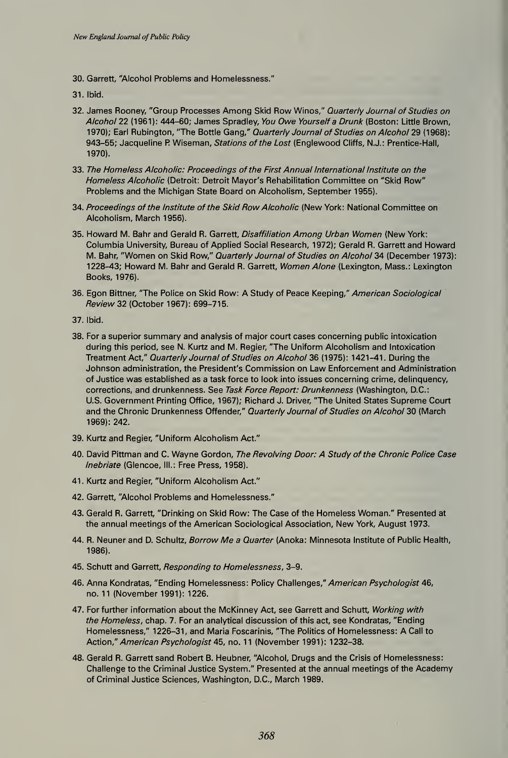30. Garrett, "Alcohol Problems and Homelessness."

31. Ibid.

32. James Rooney, "Group Processes Among Skid Row Winos," *Quarterly Journal of Studies on Alcohol* 22 (1961): 444–60; James Spradley, *You Owe Yourself a Drunk* (Boston: Little Brown, 1970); Earl Rubington, "The Bottle Gang," *Quarterly Journal of Studies on Alcohol* 29 (1968): 943–55; Jacqueline P. Wiseman, *Stations of the Lost* (Englewood Cliffs, N.J.: Prentice-Hall, 1970).

33. *The Homeless Alcoholic: Proceedings of the First Annual International Institute on the Homeless Alcoholic* (Detroit: Detroit Mayor's Rehabilitation Committee on "Skid Row" Problems and the Michigan State Board on Alcoholism, September 1955).

34. *Proceedings of the Institute of the Skid Row Alcoholic* (New York: National Committee on Alcoholism, March 1956).

35. Howard M. Bahr and Gerald R. Garrett, *Disaffiliation Among Urban Women* (New York: Columbia University, Bureau of Applied Social Research, 1972); Gerald R. Garrett and Howard M. Bahr, "Women on Skid Row," *Quarterly Journal of Studies on Alcohol* 34 (December 1973): 1228–43; Howard M. Bahr and Gerald R. Garrett, *Women Alone* (Lexington, Mass.: Lexington Books, 1976).

36. Egon Bittner, "The Police on Skid Row: A Study of Peace Keeping," *American Sociological Review* 32 (October 1967): 699–715.

37. Ibid.

38. For a superior summary and analysis of major court cases concerning public intoxication during this period, see N. Kurtz and M. Regier, "The Uniform Alcoholism and Intoxication Treatment Act," *Quarterly Journal of Studies on Alcohol* 36 (1975): 1421–41. During the Johnson administration, the President's Commission on Law Enforcement and Administration of Justice was established as a task force to look into issues concerning crime, delinquency, corrections, and drunkenness. See *Task Force Report: Drunkenness* (Washington, D.C.: U.S. Government Printing Office, 1967); Richard J. Driver, "The United States Supreme Court and the Chronic Drunkenness Offender," *Quarterly Journal of Studies on Alcohol* 30 (March 1969): 242.

39. Kurtz and Regier, "Uniform Alcoholism Act."

40. David Pittman and C. Wayne Gordon, *The Revolving Door: A Study of the Chronic Police Case Inebriate* (Glencoe, Ill.: Free Press, 1958).

41. Kurtz and Regier, "Uniform Alcoholism Act."

42. Garrett, "Alcohol Problems and Homelessness."

43. Gerald R. Garrett, "Drinking on Skid Row: The Case of the Homeless Woman." Presented at the annual meetings of the American Sociological Association, New York, August 1973.

44. R. Neuner and D. Schultz, *Borrow Me a Quarter* (Anoka: Minnesota Institute of Public Health, 1986).

45. Schutt and Garrett, *Responding to Homelessness*, 3–9.

46. Anna Kondratas, "Ending Homelessness: Policy Challenges," *American Psychologist* 46, no. 11 (November 1991): 1226.

47. For further information about the McKinney Act, see Garrett and Schutt, *Working with the Homeless*, chap. 7. For an analytical discussion of this act, see Kondratas, "Ending Homelessness," 1226–31, and Maria Foscarinis, "The Politics of Homelessness: A Call to Action," *American Psychologist* 45, no. 11 (November 1991): 1232–38.

48. Gerald R. Garrett sand Robert B. Heubner, "Alcohol, Drugs and the Crisis of Homelessness: Challenge to the Criminal Justice System." Presented at the annual meetings of the Academy of Criminal Justice Sciences, Washington, D.C., March 1989.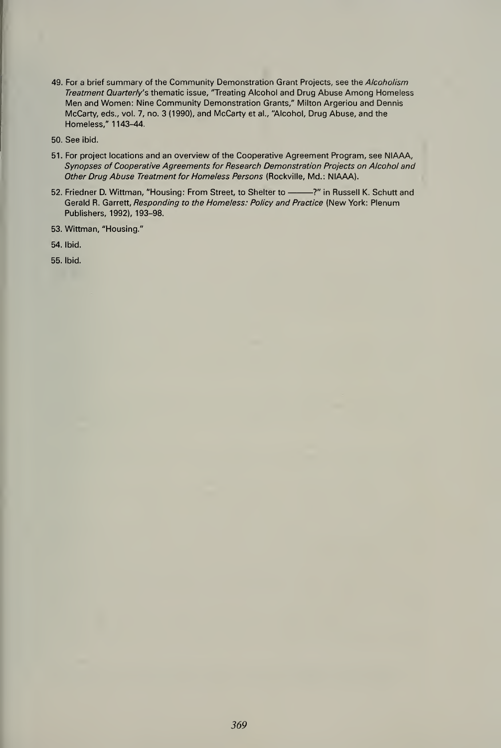49. For a brief summary of the Community Demonstration Grant Projects, see the *Alcoholism Treatment Quarterly*'s thematic issue, "Treating Alcohol and Drug Abuse Among Homeless Men and Women: Nine Community Demonstration Grants," Milton Argeriou and Dennis McCarty, eds., vol. 7, no. 3 (1990), and McCarty et al., "Alcohol, Drug Abuse, and the Homeless," 1143–44.

50. See ibid.

51. For project locations and an overview of the Cooperative Agreement Program, see NIAAA, *Synopses of Cooperative Agreements for Research Demonstration Projects on Alcohol and Other Drug Abuse Treatment for Homeless Persons* (Rockville, Md.: NIAAA).

52. Friedner D. Wittman, "Housing: From Street, to Shelter to ———?" in Russell K. Schutt and Gerald R. Garrett, *Responding to the Homeless: Policy and Practice* (New York: Plenum Publishers, 1992), 193–98.

53. Wittman, "Housing."

54. Ibid.

55. Ibid.